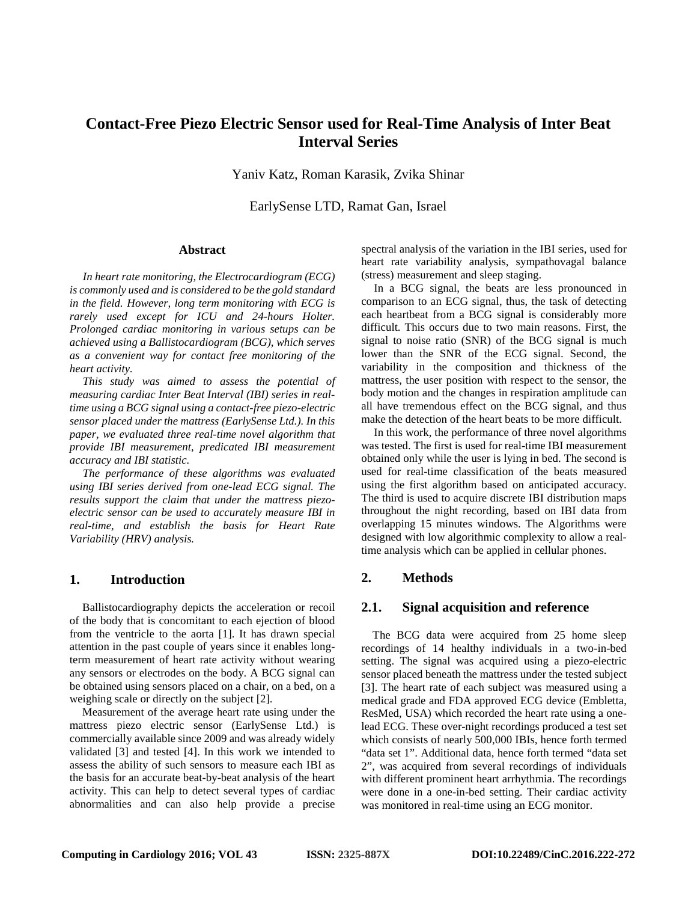# Contact-Free Piezo Electric Sensor used for Real-Time Analysis of Inter Beat Interval Series

Yaniv Katz, Roman Karasik, Zvika Shinar

EarlySense LTD, Ramat Gan, Israel

## Abstract

*In heart rate monitoring, the Electrocardiogram (ECG) is commonly used and is considered to be the gold standard in the field. However, long term monitoring with ECG is rarely used except for ICU and 24-hours Holter. Prolonged cardiac monitoring in various setups can be achieved using a Ballistocardiogram (BCG), which serves as a convenient way for contact free monitoring of the heart activity.*

*This study was aimed to assess the potential of measuring cardiac Inter Beat Interval (IBI) series in real-time using a BCG signal using a contact-free piezo-electric sensor placed under the mattress (EarlySense Ltd.). In this paper, we evaluated three real-time novel algorithm that provide IBI measurement, predicated IBI measurement accuracy and IBI statistic.*

*The performance of these algorithms was evaluated using IBI series derived from one-lead ECG signal. The results support the claim that under the mattress piezo-electric sensor can be used to accurately measure IBI in real-time, and establish the basis for Heart Rate Variability (HRV) analysis.*

## 1. Introduction

Ballistocardiography depicts the acceleration or recoil of the body that is concomitant to each ejection of blood from the ventricle to the aorta [1]. It has drawn special attention in the past couple of years since it enables long-term measurement of heart rate activity without wearing any sensors or electrodes on the body. A BCG signal can be obtained using sensors placed on a chair, on a bed, on a weighing scale or directly on the subject [2].

Measurement of the average heart rate using under the mattress piezo electric sensor (EarlySense Ltd.) is commercially available since 2009 and was already widely validated [3] and tested [4]. In this work we intended to assess the ability of such sensors to measure each IBI as the basis for an accurate beat-by-beat analysis of the heart activity. This can help to detect several types of cardiac abnormalities and can also help provide a precise spectral analysis of the variation in the IBI series, used for heart rate variability analysis, sympathovagal balance (stress) measurement and sleep staging.

In a BCG signal, the beats are less pronounced in comparison to an ECG signal, thus, the task of detecting each heartbeat from a BCG signal is considerably more difficult. This occurs due to two main reasons. First, the signal to noise ratio (SNR) of the BCG signal is much lower than the SNR of the ECG signal. Second, the variability in the composition and thickness of the mattress, the user position with respect to the sensor, the body motion and the changes in respiration amplitude can all have tremendous effect on the BCG signal, and thus make the detection of the heart beats to be more difficult.

In this work, the performance of three novel algorithms was tested. The first is used for real-time IBI measurement obtained only while the user is lying in bed. The second is used for real-time classification of the beats measured using the first algorithm based on anticipated accuracy. The third is used to acquire discrete IBI distribution maps throughout the night recording, based on IBI data from overlapping 15 minutes windows. The Algorithms were designed with low algorithmic complexity to allow a real-time analysis which can be applied in cellular phones.

## 2. Methods

### 2.1. Signal acquisition and reference

The BCG data were acquired from 25 home sleep recordings of 14 healthy individuals in a two-in-bed setting. The signal was acquired using a piezo-electric sensor placed beneath the mattress under the tested subject [3]. The heart rate of each subject was measured using a medical grade and FDA approved ECG device (Embletta, ResMed, USA) which recorded the heart rate using a one-lead ECG. These over-night recordings produced a test set which consists of nearly 500,000 IBIs, hence forth termed "data set 1". Additional data, hence forth termed "data set 2", was acquired from several recordings of individuals with different prominent heart arrhythmia. The recordings were done in a one-in-bed setting. Their cardiac activity was monitored in real-time using an ECG monitor.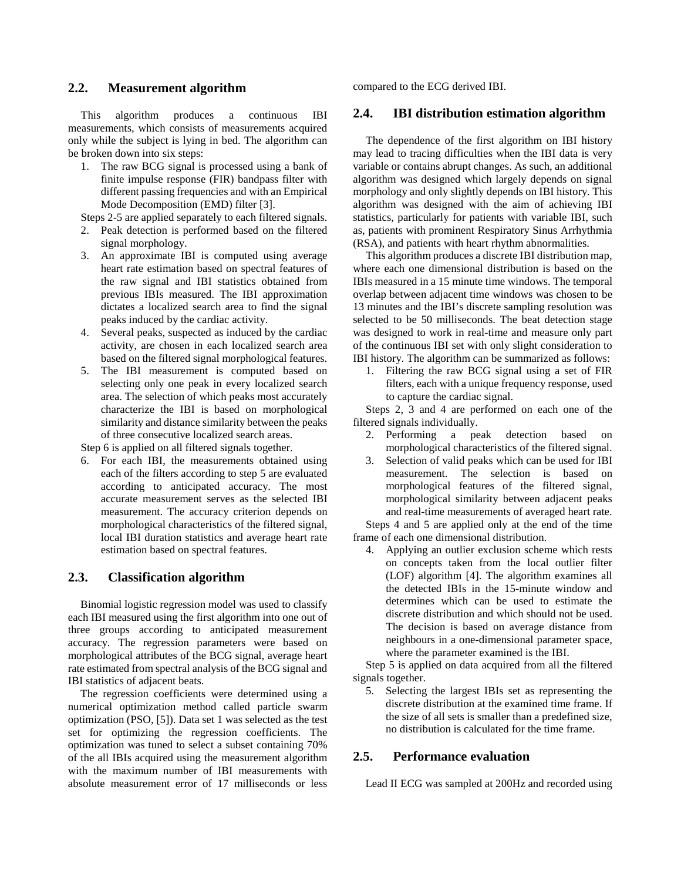## 2.2. Measurement algorithm

This algorithm produces a continuous IBI measurements, which consists of measurements acquired only while the subject is lying in bed. The algorithm can be broken down into six steps:

1. The raw BCG signal is processed using a bank of finite impulse response (FIR) bandpass filter with different passing frequencies and with an Empirical Mode Decomposition (EMD) filter [3].

Steps 2-5 are applied separately to each filtered signals.

2. Peak detection is performed based on the filtered signal morphology.
3. An approximate IBI is computed using average heart rate estimation based on spectral features of the raw signal and IBI statistics obtained from previous IBIs measured. The IBI approximation dictates a localized search area to find the signal peaks induced by the cardiac activity.
4. Several peaks, suspected as induced by the cardiac activity, are chosen in each localized search area based on the filtered signal morphological features.
5. The IBI measurement is computed based on selecting only one peak in every localized search area. The selection of which peaks most accurately characterize the IBI is based on morphological similarity and distance similarity between the peaks of three consecutive localized search areas.

Step 6 is applied on all filtered signals together.

6. For each IBI, the measurements obtained using each of the filters according to step 5 are evaluated according to anticipated accuracy. The most accurate measurement serves as the selected IBI measurement. The accuracy criterion depends on morphological characteristics of the filtered signal, local IBI duration statistics and average heart rate estimation based on spectral features.

## 2.3. Classification algorithm

Binomial logistic regression model was used to classify each IBI measured using the first algorithm into one out of three groups according to anticipated measurement accuracy. The regression parameters were based on morphological attributes of the BCG signal, average heart rate estimated from spectral analysis of the BCG signal and IBI statistics of adjacent beats.

The regression coefficients were determined using a numerical optimization method called particle swarm optimization (PSO, [5]). Data set 1 was selected as the test set for optimizing the regression coefficients. The optimization was tuned to select a subset containing 70% of the all IBIs acquired using the measurement algorithm with the maximum number of IBI measurements with absolute measurement error of 17 milliseconds or less compared to the ECG derived IBI.

## 2.4. IBI distribution estimation algorithm

The dependence of the first algorithm on IBI history may lead to tracing difficulties when the IBI data is very variable or contains abrupt changes. As such, an additional algorithm was designed which largely depends on signal morphology and only slightly depends on IBI history. This algorithm was designed with the aim of achieving IBI statistics, particularly for patients with variable IBI, such as, patients with prominent Respiratory Sinus Arrhythmia (RSA), and patients with heart rhythm abnormalities.

This algorithm produces a discrete IBI distribution map, where each one dimensional distribution is based on the IBIs measured in a 15 minute time windows. The temporal overlap between adjacent time windows was chosen to be 13 minutes and the IBI's discrete sampling resolution was selected to be 50 milliseconds. The beat detection stage was designed to work in real-time and measure only part of the continuous IBI set with only slight consideration to IBI history. The algorithm can be summarized as follows:

1. Filtering the raw BCG signal using a set of FIR filters, each with a unique frequency response, used to capture the cardiac signal.

Steps 2, 3 and 4 are performed on each one of the filtered signals individually.

2. Performing a peak detection based on morphological characteristics of the filtered signal.
3. Selection of valid peaks which can be used for IBI measurement. The selection is based on morphological features of the filtered signal, morphological similarity between adjacent peaks and real-time measurements of averaged heart rate.

Steps 4 and 5 are applied only at the end of the time frame of each one dimensional distribution.

4. Applying an outlier exclusion scheme which rests on concepts taken from the local outlier filter (LOF) algorithm [4]. The algorithm examines all the detected IBIs in the 15-minute window and determines which can be used to estimate the discrete distribution and which should not be used. The decision is based on average distance from neighbours in a one-dimensional parameter space, where the parameter examined is the IBI.

Step 5 is applied on data acquired from all the filtered signals together.

5. Selecting the largest IBIs set as representing the discrete distribution at the examined time frame. If the size of all sets is smaller than a predefined size, no distribution is calculated for the time frame.

## 2.5. Performance evaluation

Lead II ECG was sampled at 200Hz and recorded using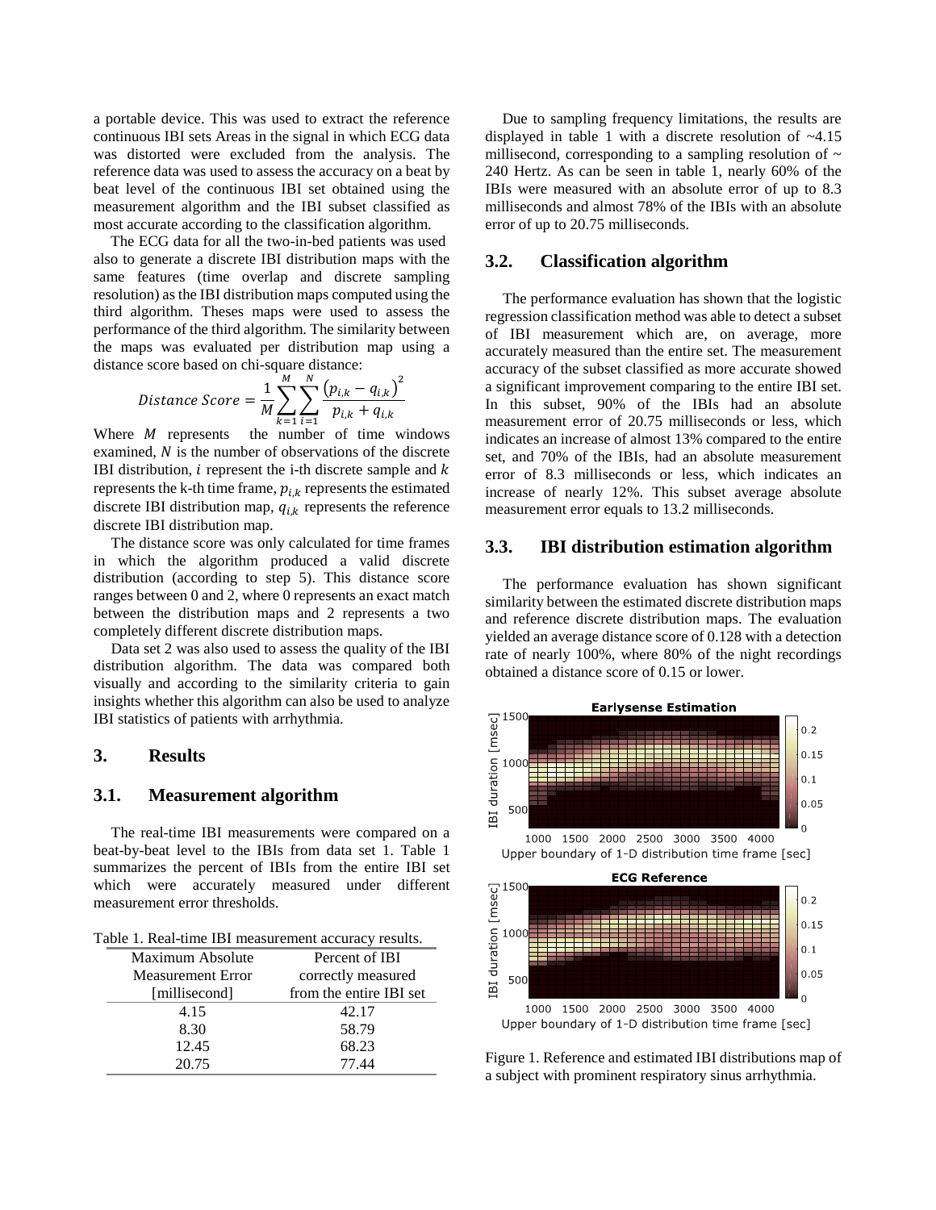a portable device. This was used to extract the reference continuous IBI sets Areas in the signal in which ECG data was distorted were excluded from the analysis. The reference data was used to assess the accuracy on a beat by beat level of the continuous IBI set obtained using the measurement algorithm and the IBI subset classified as most accurate according to the classification algorithm.

The ECG data for all the two-in-bed patients was used also to generate a discrete IBI distribution maps with the same features (time overlap and discrete sampling resolution) as the IBI distribution maps computed using the third algorithm. Theses maps were used to assess the performance of the third algorithm. The similarity between the maps was evaluated per distribution map using a distance score based on chi-square distance:

$$Distance\ Score = \frac{1}{M}\sum_{k=1}^{M}\sum_{i=1}^{N}\frac{\left(p_{i,k}-q_{i,k}\right)^2}{p_{i,k}+q_{i,k}}$$

Where $M$ represents the number of time windows examined, $N$ is the number of observations of the discrete IBI distribution, $i$ represent the i-th discrete sample and $k$ represents the k-th time frame, $p_{i,k}$ represents the estimated discrete IBI distribution map, $q_{i,k}$ represents the reference discrete IBI distribution map.

The distance score was only calculated for time frames in which the algorithm produced a valid discrete distribution (according to step 5). This distance score ranges between 0 and 2, where 0 represents an exact match between the distribution maps and 2 represents a two completely different discrete distribution maps.

Data set 2 was also used to assess the quality of the IBI distribution algorithm. The data was compared both visually and according to the similarity criteria to gain insights whether this algorithm can also be used to analyze IBI statistics of patients with arrhythmia.

# 3. Results

## 3.1. Measurement algorithm

The real-time IBI measurements were compared on a beat-by-beat level to the IBIs from data set 1. Table 1 summarizes the percent of IBIs from the entire IBI set which were accurately measured under different measurement error thresholds.

Table 1. Real-time IBI measurement accuracy results.

| Maximum Absolute Measurement Error [millisecond] | Percent of IBI correctly measured from the entire IBI set |
|---|---|
| 4.15 | 42.17 |
| 8.30 | 58.79 |
| 12.45 | 68.23 |
| 20.75 | 77.44 |

Due to sampling frequency limitations, the results are displayed in table 1 with a discrete resolution of ~4.15 millisecond, corresponding to a sampling resolution of ~ 240 Hertz. As can be seen in table 1, nearly 60% of the IBIs were measured with an absolute error of up to 8.3 milliseconds and almost 78% of the IBIs with an absolute error of up to 20.75 milliseconds.

## 3.2. Classification algorithm

The performance evaluation has shown that the logistic regression classification method was able to detect a subset of IBI measurement which are, on average, more accurately measured than the entire set. The measurement accuracy of the subset classified as more accurate showed a significant improvement comparing to the entire IBI set. In this subset, 90% of the IBIs had an absolute measurement error of 20.75 milliseconds or less, which indicates an increase of almost 13% compared to the entire set, and 70% of the IBIs, had an absolute measurement error of 8.3 milliseconds or less, which indicates an increase of nearly 12%. This subset average absolute measurement error equals to 13.2 milliseconds.

## 3.3. IBI distribution estimation algorithm

The performance evaluation has shown significant similarity between the estimated discrete distribution maps and reference discrete distribution maps. The evaluation yielded an average distance score of 0.128 with a detection rate of nearly 100%, where 80% of the night recordings obtained a distance score of 0.15 or lower.

Figure 1. Reference and estimated IBI distributions map of a subject with prominent respiratory sinus arrhythmia.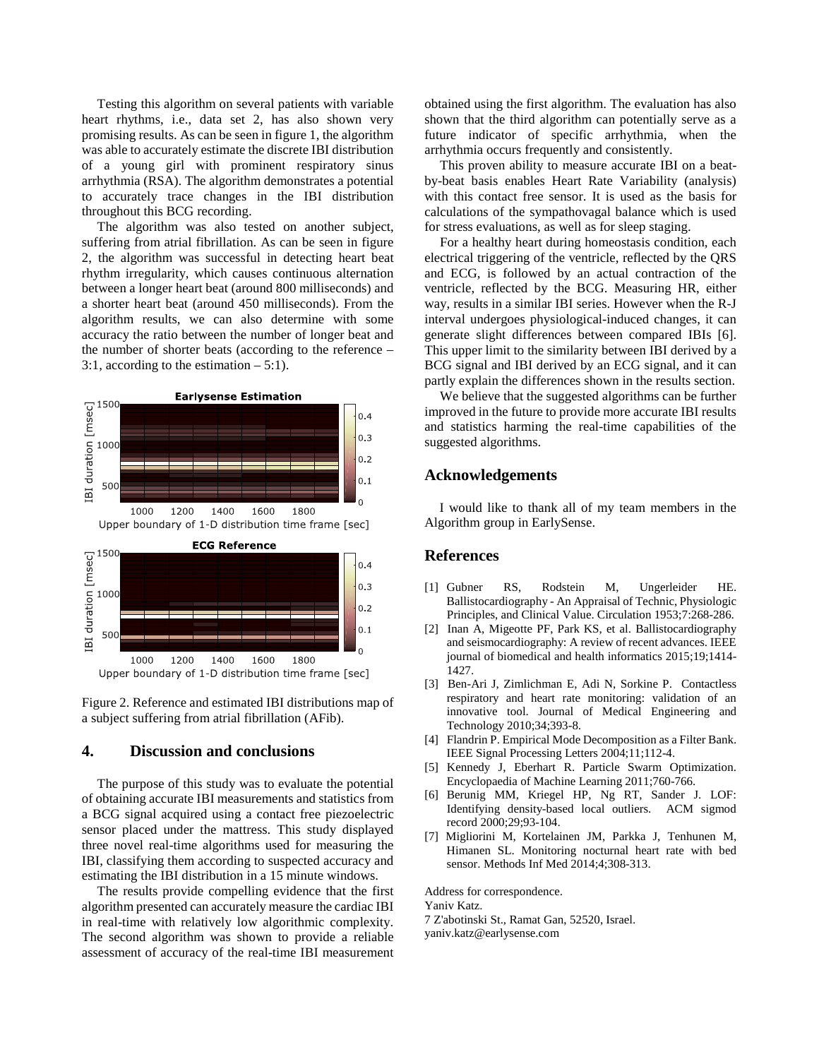Testing this algorithm on several patients with variable heart rhythms, i.e., data set 2, has also shown very promising results. As can be seen in figure 1, the algorithm was able to accurately estimate the discrete IBI distribution of a young girl with prominent respiratory sinus arrhythmia (RSA). The algorithm demonstrates a potential to accurately trace changes in the IBI distribution throughout this BCG recording.

The algorithm was also tested on another subject, suffering from atrial fibrillation. As can be seen in figure 2, the algorithm was successful in detecting heart beat rhythm irregularity, which causes continuous alternation between a longer heart beat (around 800 milliseconds) and a shorter heart beat (around 450 milliseconds). From the algorithm results, we can also determine with some accuracy the ratio between the number of longer beat and the number of shorter beats (according to the reference – 3:1, according to the estimation – 5:1).

Earlysense Estimation

IBI duration [msec]

1500
1000
500

1000 1200 1400 1600 1800

Upper boundary of 1-D distribution time frame [sec]

0.4
0.3
0.2
0.1
0

ECG Reference

IBI duration [msec]

1500
1000
500

1000 1200 1400 1600 1800

Upper boundary of 1-D distribution time frame [sec]

0.4
0.3
0.2
0.1
0

Figure 2. Reference and estimated IBI distributions map of a subject suffering from atrial fibrillation (AFib).

## 4. Discussion and conclusions

The purpose of this study was to evaluate the potential of obtaining accurate IBI measurements and statistics from a BCG signal acquired using a contact free piezoelectric sensor placed under the mattress. This study displayed three novel real-time algorithms used for measuring the IBI, classifying them according to suspected accuracy and estimating the IBI distribution in a 15 minute windows.

The results provide compelling evidence that the first algorithm presented can accurately measure the cardiac IBI in real-time with relatively low algorithmic complexity. The second algorithm was shown to provide a reliable assessment of accuracy of the real-time IBI measurement obtained using the first algorithm. The evaluation has also shown that the third algorithm can potentially serve as a future indicator of specific arrhythmia, when the arrhythmia occurs frequently and consistently.

This proven ability to measure accurate IBI on a beat-by-beat basis enables Heart Rate Variability (analysis) with this contact free sensor. It is used as the basis for calculations of the sympathovagal balance which is used for stress evaluations, as well as for sleep staging.

For a healthy heart during homeostasis condition, each electrical triggering of the ventricle, reflected by the QRS and ECG, is followed by an actual contraction of the ventricle, reflected by the BCG. Measuring HR, either way, results in a similar IBI series. However when the R-J interval undergoes physiological-induced changes, it can generate slight differences between compared IBIs [6]. This upper limit to the similarity between IBI derived by a BCG signal and IBI derived by an ECG signal, and it can partly explain the differences shown in the results section.

We believe that the suggested algorithms can be further improved in the future to provide more accurate IBI results and statistics harming the real-time capabilities of the suggested algorithms.

## Acknowledgements

I would like to thank all of my team members in the Algorithm group in EarlySense.

## References

[1] Gubner RS, Rodstein M, Ungerleider HE. Ballistocardiography - An Appraisal of Technic, Physiologic Principles, and Clinical Value. Circulation 1953;7:268-286.

[2] Inan A, Migeotte PF, Park KS, et al. Ballistocardiography and seismocardiography: A review of recent advances. IEEE journal of biomedical and health informatics 2015;19;1414-1427.

[3] Ben-Ari J, Zimlichman E, Adi N, Sorkine P. Contactless respiratory and heart rate monitoring: validation of an innovative tool. Journal of Medical Engineering and Technology 2010;34;393-8.

[4] Flandrin P. Empirical Mode Decomposition as a Filter Bank. IEEE Signal Processing Letters 2004;11;112-4.

[5] Kennedy J, Eberhart R. Particle Swarm Optimization. Encyclopaedia of Machine Learning 2011;760-766.

[6] Berunig MM, Kriegel HP, Ng RT, Sander J. LOF: Identifying density-based local outliers. ACM sigmod record 2000;29;93-104.

[7] Migliorini M, Kortelainen JM, Parkka J, Tenhunen M, Himanen SL. Monitoring nocturnal heart rate with bed sensor. Methods Inf Med 2014;4;308-313.

Address for correspondence.

Yaniv Katz.

7 Z'abotinski St., Ramat Gan, 52520, Israel.

yaniv.katz@earlysense.com